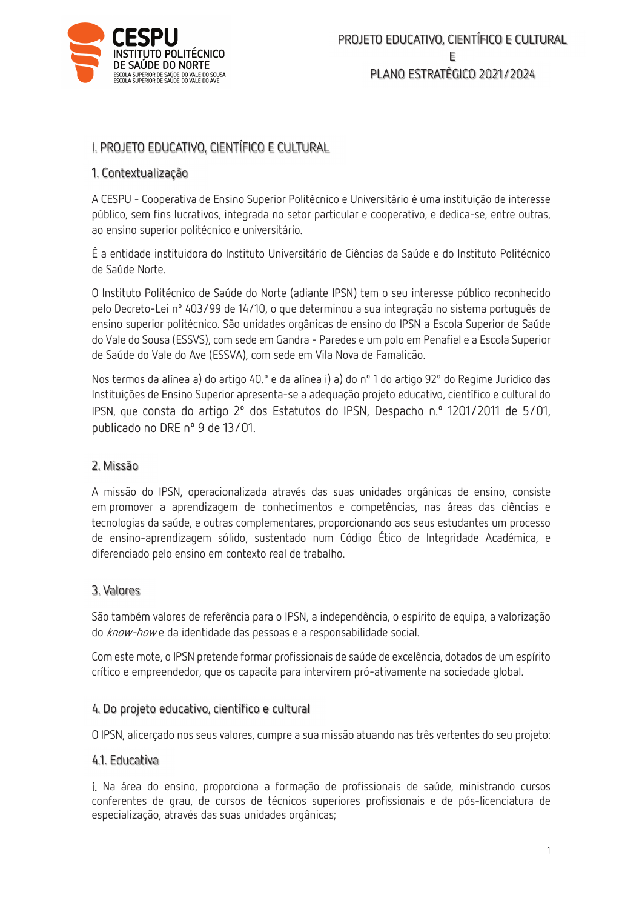# I. PROJETO EDUCATIVO, CIENTÍFICO E CULTURAL

## 1. Contextualização

A CESPU - Cooperativa de Ensino Superior Politécnico e Universitário é uma instituição de interesse público, sem fins lucrativos, integrada no setor particular e cooperativo, e dedica-se, entre outras, ao ensino superior politécnico e universitário.

É a entidade instituidora do Instituto Universitário de Ciências da Saúde e do Instituto Politécnico de Saúde Norte.

O Instituto Politécnico de Saúde do Norte (adiante IPSN) tem o seu interesse público reconhecido pelo Decreto-Lei nº 403/99 de 14/10, o que determinou a sua integração no sistema português de ensino superior politécnico. São unidades orgânicas de ensino do IPSN a Escola Superior de Saúde do Vale do Sousa (ESSVS), com sede em Gandra - Paredes e um polo em Penafiel e a Escola Superior de Saúde do Vale do Ave (ESSVA), com sede em Vila Nova de Famalicão.

Nos termos da alínea a) do artigo 40.º e da alínea i) a) do nº 1 do artigo 92º do Regime Jurídico das Instituições de Ensino Superior apresenta-se a adequação projeto educativo, científico e cultural do IPSN, que consta do artigo 2º dos Estatutos do IPSN, Despacho n.º 1201/2011 de 5/01, publicado no DRE nº 9 de 13/01.

## 2. Missão

A missão do IPSN, operacionalizada através das suas unidades orgânicas de ensino, consiste em promover a aprendizagem de conhecimentos e competências, nas áreas das ciências e tecnologias da saúde, e outras complementares, proporcionando aos seus estudantes um processo de ensino-aprendizagem sólido, sustentado num Código Ético de Integridade Académica, e diferenciado pelo ensino em contexto real de trabalho.

## 3. Valores

São também valores de referência para o IPSN, a independência, o espírito de equipa, a valorização do *know-how* e da identidade das pessoas e a responsabilidade social.

Com este mote, o IPSN pretende formar profissionais de saúde de excelência, dotados de um espírito crítico e empreendedor, que os capacita para intervirem pró-ativamente na sociedade global.

## 4. Do projeto educativo, científico e cultural

O IPSN, alicerçado nos seus valores, cumpre a sua missão atuando nas três vertentes do seu projeto:

### 4.1. Educativa

i. Na área do ensino, proporciona a formação de profissionais de saúde, ministrando cursos conferentes de grau, de cursos de técnicos superiores profissionais e de pós-licenciatura de especialização, através das suas unidades orgânicas;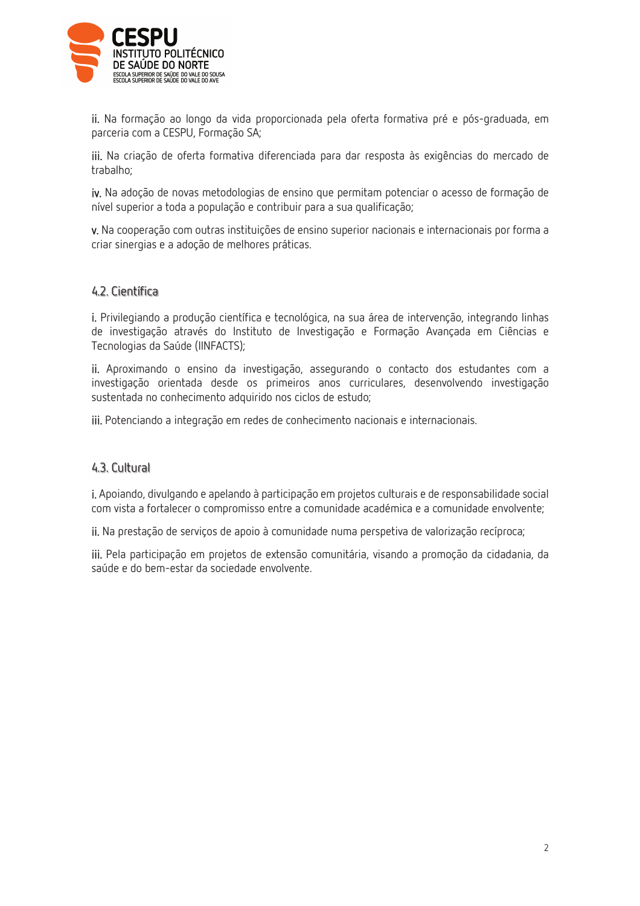ii. Na formação ao longo da vida proporcionada pela oferta formativa pré e pós-graduada, em parceria com a CESPU, Formação SA;

iii. Na criação de oferta formativa diferenciada para dar resposta às exigências do mercado de trabalho;

iv. Na adoção de novas metodologias de ensino que permitam potenciar o acesso de formação de nível superior a toda a população e contribuir para a sua qualificação;

v. Na cooperação com outras instituições de ensino superior nacionais e internacionais por forma a criar sinergias e a adoção de melhores práticas.

### 4.2. Científica

i. Privilegiando a produção científica e tecnológica, na sua área de intervenção, integrando linhas de investigação através do Instituto de Investigação e Formação Avançada em Ciências e Tecnologias da Saúde (IINFACTS);

ii. Aproximando o ensino da investigação, assegurando o contacto dos estudantes com a investigação orientada desde os primeiros anos curriculares, desenvolvendo investigação sustentada no conhecimento adquirido nos ciclos de estudo;

iii. Potenciando a integração em redes de conhecimento nacionais e internacionais.

### 4.3. Cultural

i. Apoiando, divulgando e apelando à participação em projetos culturais e de responsabilidade social com vista a fortalecer o compromisso entre a comunidade académica e a comunidade envolvente;

ii. Na prestação de serviços de apoio à comunidade numa perspetiva de valorização recíproca;

iii. Pela participação em projetos de extensão comunitária, visando a promoção da cidadania, da saúde e do bem-estar da sociedade envolvente.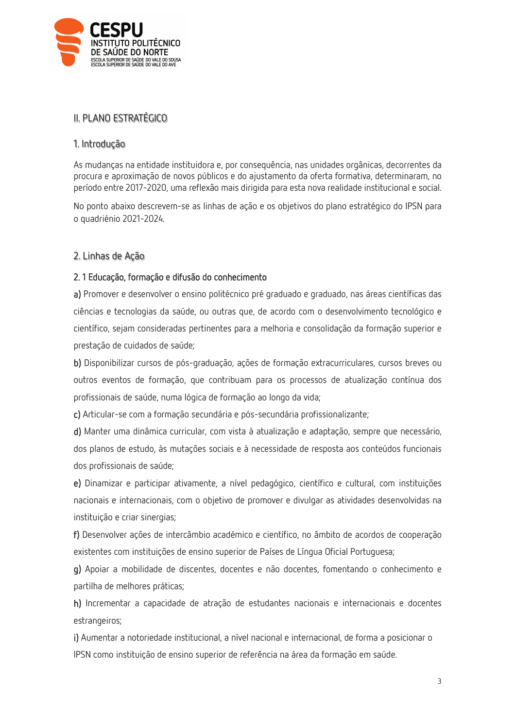# II. PLANO ESTRATÉGICO

## 1. Introdução

As mudanças na entidade instituidora e, por consequência, nas unidades orgânicas, decorrentes da procura e aproximação de novos públicos e do ajustamento da oferta formativa, determinaram, no período entre 2017-2020, uma reflexão mais dirigida para esta nova realidade institucional e social.

No ponto abaixo descrevem-se as linhas de ação e os objetivos do plano estratégico do IPSN para o quadriénio 2021-2024.

## 2. Linhas de Ação

### 2. 1 Educação, formação e difusão do conhecimento

**a)** Promover e desenvolver o ensino politécnico pré graduado e graduado, nas áreas científicas das ciências e tecnologias da saúde, ou outras que, de acordo com o desenvolvimento tecnológico e científico, sejam consideradas pertinentes para a melhoria e consolidação da formação superior e prestação de cuidados de saúde;

**b)** Disponibilizar cursos de pós-graduação, ações de formação extracurriculares, cursos breves ou outros eventos de formação, que contribuam para os processos de atualização contínua dos profissionais de saúde, numa lógica de formação ao longo da vida;

**c)** Articular-se com a formação secundária e pós-secundária profissionalizante;

**d)** Manter uma dinâmica curricular, com vista à atualização e adaptação, sempre que necessário, dos planos de estudo, às mutações sociais e à necessidade de resposta aos conteúdos funcionais dos profissionais de saúde;

**e)** Dinamizar e participar ativamente, a nível pedagógico, científico e cultural, com instituições nacionais e internacionais, com o objetivo de promover e divulgar as atividades desenvolvidas na instituição e criar sinergias;

**f)** Desenvolver ações de intercâmbio académico e científico, no âmbito de acordos de cooperação existentes com instituições de ensino superior de Países de Língua Oficial Portuguesa;

**g)** Apoiar a mobilidade de discentes, docentes e não docentes, fomentando o conhecimento e partilha de melhores práticas;

**h)** Incrementar a capacidade de atração de estudantes nacionais e internacionais e docentes estrangeiros;

**i)** Aumentar a notoriedade institucional, a nível nacional e internacional, de forma a posicionar o IPSN como instituição de ensino superior de referência na área da formação em saúde.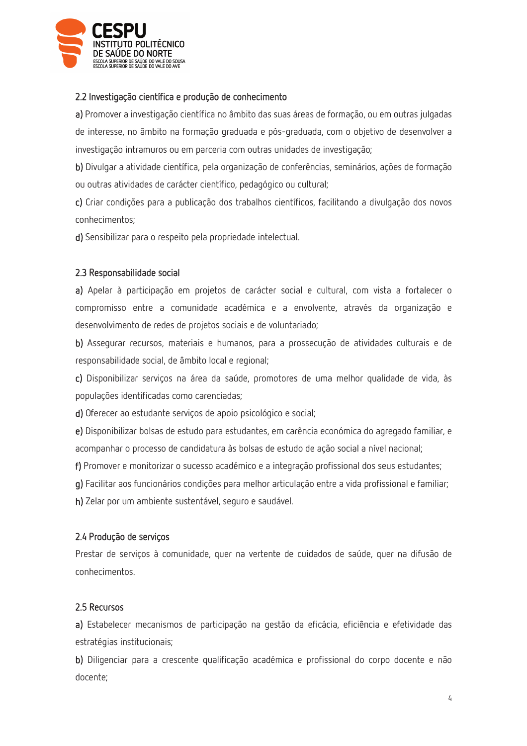### 2.2 Investigação científica e produção de conhecimento

**a)** Promover a investigação científica no âmbito das suas áreas de formação, ou em outras julgadas de interesse, no âmbito na formação graduada e pós-graduada, com o objetivo de desenvolver a investigação intramuros ou em parceria com outras unidades de investigação;

**b)** Divulgar a atividade científica, pela organização de conferências, seminários, ações de formação ou outras atividades de carácter científico, pedagógico ou cultural;

**c)** Criar condições para a publicação dos trabalhos científicos, facilitando a divulgação dos novos conhecimentos;

**d)** Sensibilizar para o respeito pela propriedade intelectual.

### 2.3 Responsabilidade social

**a)** Apelar à participação em projetos de carácter social e cultural, com vista a fortalecer o compromisso entre a comunidade académica e a envolvente, através da organização e desenvolvimento de redes de projetos sociais e de voluntariado;

**b)** Assegurar recursos, materiais e humanos, para a prossecução de atividades culturais e de responsabilidade social, de âmbito local e regional;

**c)** Disponibilizar serviços na área da saúde, promotores de uma melhor qualidade de vida, às populações identificadas como carenciadas;

**d)** Oferecer ao estudante serviços de apoio psicológico e social;

**e)** Disponibilizar bolsas de estudo para estudantes, em carência económica do agregado familiar, e acompanhar o processo de candidatura às bolsas de estudo de ação social a nível nacional;

**f)** Promover e monitorizar o sucesso académico e a integração profissional dos seus estudantes;

**g)** Facilitar aos funcionários condições para melhor articulação entre a vida profissional e familiar;

**h)** Zelar por um ambiente sustentável, seguro e saudável.

### 2.4 Produção de serviços

Prestar de serviços à comunidade, quer na vertente de cuidados de saúde, quer na difusão de conhecimentos.

### 2.5 Recursos

**a)** Estabelecer mecanismos de participação na gestão da eficácia, eficiência e efetividade das estratégias institucionais;

**b)** Diligenciar para a crescente qualificação académica e profissional do corpo docente e não docente;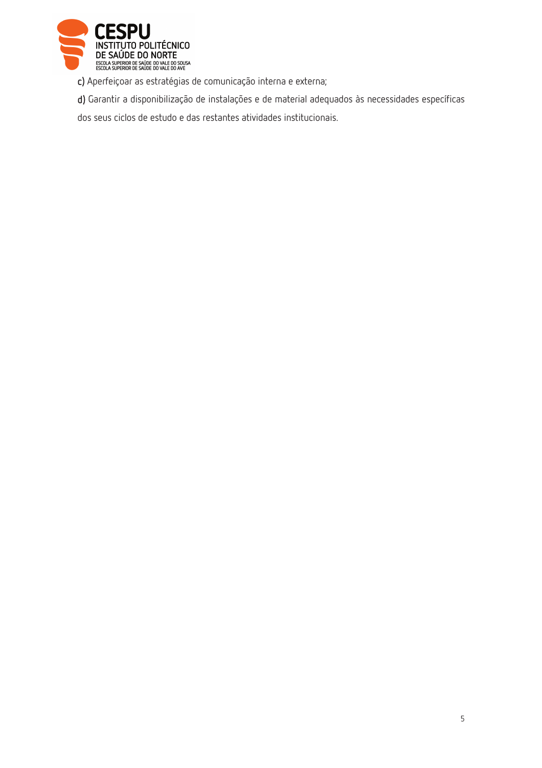**c)** Aperfeiçoar as estratégias de comunicação interna e externa;

**d)** Garantir a disponibilização de instalações e de material adequados às necessidades específicas dos seus ciclos de estudo e das restantes atividades institucionais.